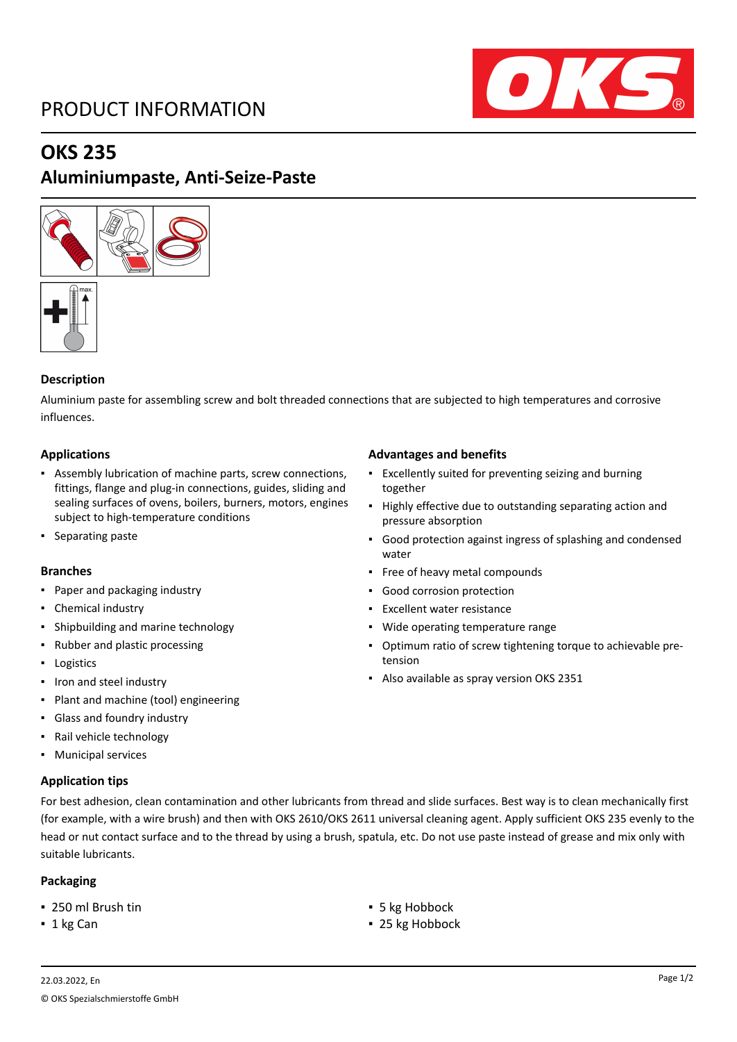# PRODUCT INFORMATION

## OKS 235

## Aluminiumpaste, Anti-Seize-Paste

### Description

Aluminium paste for assembling screw and bolt threaded connections that are subjected to high temperatures and corrosive influences.

### Applications

- Assembly lubrication of machine parts, screw connections, fittings, flange and plug-in connections, guides, sliding and sealing surfaces of ovens, boilers, burners, motors, engines subject to high-temperature conditions
- Separating paste

### Branches

- Paper and packaging industry
- Chemical industry
- Shipbuilding and marine technology
- Rubber and plastic processing
- Logistics
- Iron and steel industry
- Plant and machine (tool) engineering
- Glass and foundry industry
- Rail vehicle technology
- Municipal services

### Advantages and benefits

- Excellently suited for preventing seizing and burning together
- Highly effective due to outstanding separating action and pressure absorption
- Good protection against ingress of splashing and condensed water
- Free of heavy metal compounds
- Good corrosion protection
- Excellent water resistance
- Wide operating temperature range
- Optimum ratio of screw tightening torque to achievable pre-tension
- Also available as spray version OKS 2351

### Application tips

For best adhesion, clean contamination and other lubricants from thread and slide surfaces. Best way is to clean mechanically first (for example, with a wire brush) and then with OKS 2610/OKS 2611 universal cleaning agent. Apply sufficient OKS 235 evenly to the head or nut contact surface and to the thread by using a brush, spatula, etc. Do not use paste instead of grease and mix only with suitable lubricants.

### Packaging

- 250 ml Brush tin
- 1 kg Can
- 5 kg Hobbock
- 25 kg Hobbock

22.03.2022, En

© OKS Spezialschmierstoffe GmbH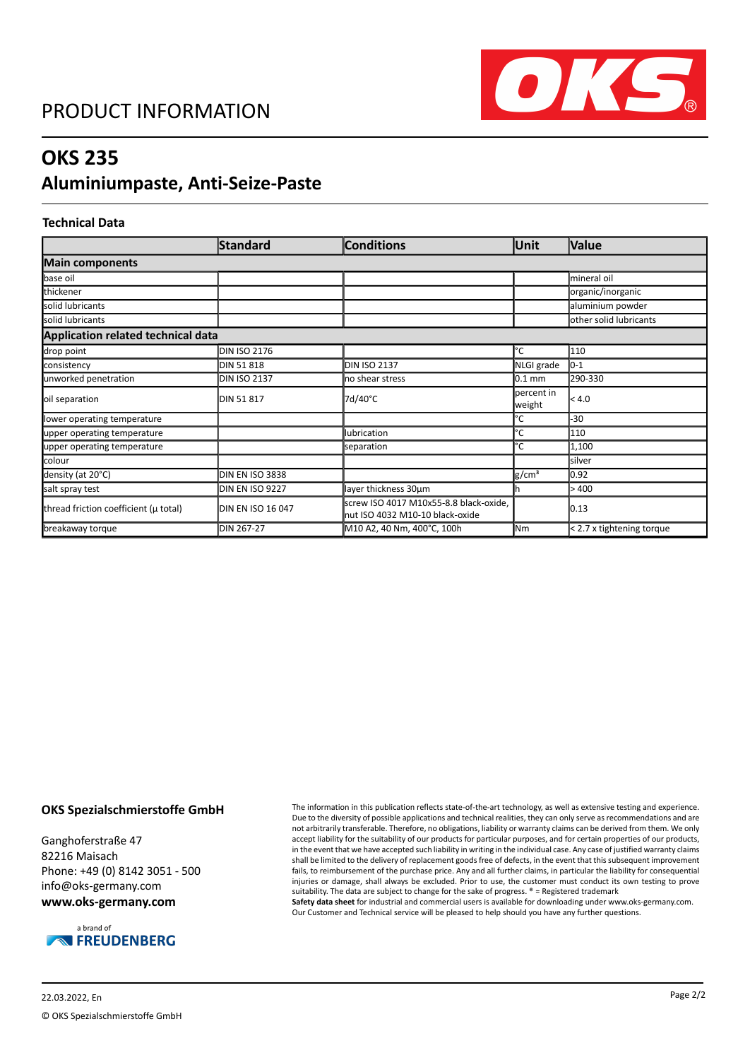# PRODUCT INFORMATION

## OKS 235

## Aluminiumpaste, Anti-Seize-Paste

### Technical Data

| | Standard | Conditions | Unit | Value |
|---|---|---|---|---|
| **Main components** | | | | |
| base oil | | | | mineral oil |
| thickener | | | | organic/inorganic |
| solid lubricants | | | | aluminium powder |
| solid lubricants | | | | other solid lubricants |
| **Application related technical data** | | | | |
| drop point | DIN ISO 2176 | | °C | 110 |
| consistency | DIN 51 818 | DIN ISO 2137 | NLGI grade | 0-1 |
| unworked penetration | DIN ISO 2137 | no shear stress | 0.1 mm | 290-330 |
| oil separation | DIN 51 817 | 7d/40°C | percent in weight | < 4.0 |
| lower operating temperature | | | °C | -30 |
| upper operating temperature | | lubrication | °C | 110 |
| upper operating temperature | | separation | °C | 1,100 |
| colour | | | | silver |
| density (at 20°C) | DIN EN ISO 3838 | | $g/cm^3$ | 0.92 |
| salt spray test | DIN EN ISO 9227 | layer thickness 30µm | h | > 400 |
| thread friction coefficient (µ total) | DIN EN ISO 16 047 | screw ISO 4017 M10x55-8.8 black-oxide, nut ISO 4032 M10-10 black-oxide | | 0.13 |
| breakaway torque | DIN 267-27 | M10 A2, 40 Nm, 400°C, 100h | Nm | < 2.7 x tightening torque |

**OKS Spezialschmierstoffe GmbH**

Ganghoferstraße 47
82216 Maisach
Phone: +49 (0) 8142 3051 - 500
info@oks-germany.com
**www.oks-germany.com**

a brand of FREUDENBERG

The information in this publication reflects state-of-the-art technology, as well as extensive testing and experience. Due to the diversity of possible applications and technical realities, they can only serve as recommendations and are not arbitrarily transferable. Therefore, no obligations, liability or warranty claims can be derived from them. We only accept liability for the suitability of our products for particular purposes, and for certain properties of our products, in the event that we have accepted such liability in writing in the individual case. Any case of justified warranty claims shall be limited to the delivery of replacement goods free of defects, in the event that this subsequent improvement fails, to reimbursement of the purchase price. Any and all further claims, in particular the liability for consequential injuries or damage, shall always be excluded. Prior to use, the customer must conduct its own testing to prove suitability. The data are subject to change for the sake of progress. ® = Registered trademark
**Safety data sheet** for industrial and commercial users is available for downloading under www.oks-germany.com. Our Customer and Technical service will be pleased to help should you have any further questions.

22.03.2022, En

© OKS Spezialschmierstoffe GmbH